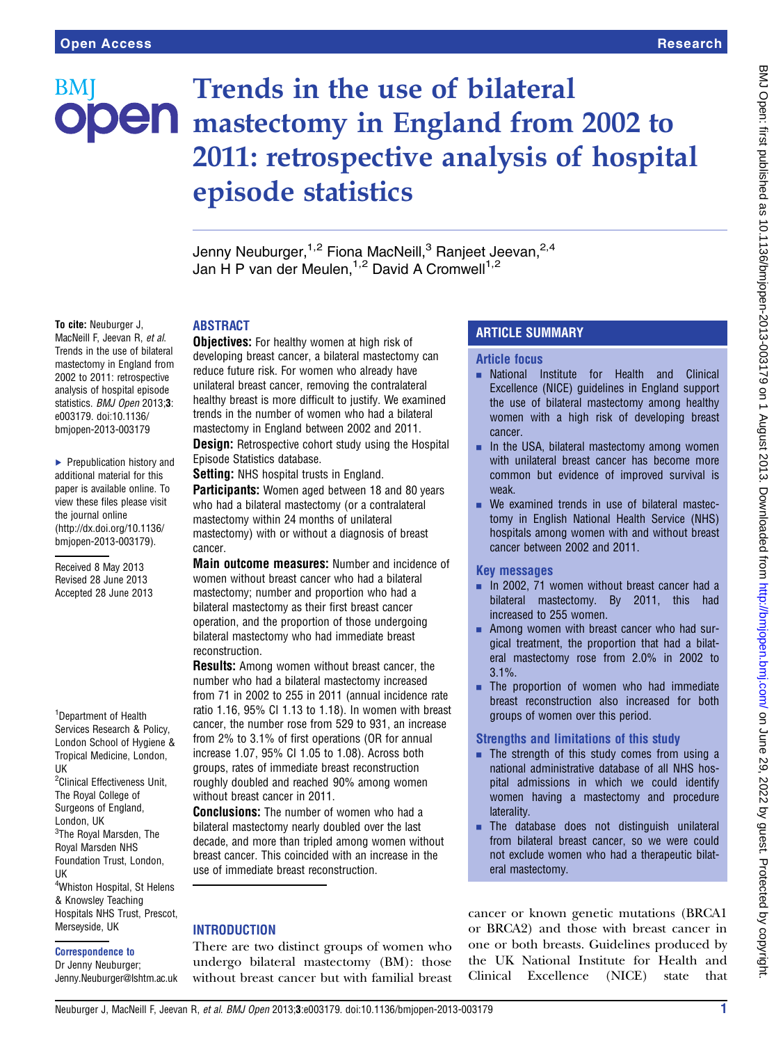# Trends in the use of bilateral mastectomy in England from 2002 to 2011: retrospective analysis of hospital episode statistics

Jenny Neuburger,[1,2] Fiona MacNeill,[3] Ranjeet Jeevan,[2,4] Jan H P van der Meulen,[1,2] David A Cromwell[1,2]

**To cite:** Neuburger J, MacNeill F, Jeevan R, *et al*. Trends in the use of bilateral mastectomy in England from 2002 to 2011: retrospective analysis of hospital episode statistics. *BMJ Open* 2013;**3**: e003179. doi:10.1136/bmjopen-2013-003179

► Prepublication history and additional material for this paper is available online. To view these files please visit the journal online (http://dx.doi.org/10.1136/bmjopen-2013-003179).

Received 8 May 2013
Revised 28 June 2013
Accepted 28 June 2013

[1]Department of Health Services Research & Policy, London School of Hygiene & Tropical Medicine, London, UK
[2]Clinical Effectiveness Unit, The Royal College of Surgeons of England, London, UK
[3]The Royal Marsden, The Royal Marsden NHS Foundation Trust, London, UK
[4]Whiston Hospital, St Helens & Knowsley Teaching Hospitals NHS Trust, Prescot, Merseyside, UK

**Correspondence to**
Dr Jenny Neuburger;
Jenny.Neuburger@lshtm.ac.uk

## ABSTRACT

**Objectives:** For healthy women at high risk of developing breast cancer, a bilateral mastectomy can reduce future risk. For women who already have unilateral breast cancer, removing the contralateral healthy breast is more difficult to justify. We examined trends in the number of women who had a bilateral mastectomy in England between 2002 and 2011.

**Design:** Retrospective cohort study using the Hospital Episode Statistics database.

**Setting:** NHS hospital trusts in England.

**Participants:** Women aged between 18 and 80 years who had a bilateral mastectomy (or a contralateral mastectomy within 24 months of unilateral mastectomy) with or without a diagnosis of breast cancer.

**Main outcome measures:** Number and incidence of women without breast cancer who had a bilateral mastectomy; number and proportion who had a bilateral mastectomy as their first breast cancer operation, and the proportion of those undergoing bilateral mastectomy who had immediate breast reconstruction.

**Results:** Among women without breast cancer, the number who had a bilateral mastectomy increased from 71 in 2002 to 255 in 2011 (annual incidence rate ratio 1.16, 95% CI 1.13 to 1.18). In women with breast cancer, the number rose from 529 to 931, an increase from 2% to 3.1% of first operations (OR for annual increase 1.07, 95% CI 1.05 to 1.08). Across both groups, rates of immediate breast reconstruction roughly doubled and reached 90% among women without breast cancer in 2011.

**Conclusions:** The number of women who had a bilateral mastectomy nearly doubled over the last decade, and more than tripled among women without breast cancer. This coincided with an increase in the use of immediate breast reconstruction.

## ARTICLE SUMMARY

### Article focus

- National Institute for Health and Clinical Excellence (NICE) guidelines in England support the use of bilateral mastectomy among healthy women with a high risk of developing breast cancer.
- In the USA, bilateral mastectomy among women with unilateral breast cancer has become more common but evidence of improved survival is weak.
- We examined trends in use of bilateral mastectomy in English National Health Service (NHS) hospitals among women with and without breast cancer between 2002 and 2011.

### Key messages

- In 2002, 71 women without breast cancer had a bilateral mastectomy. By 2011, this had increased to 255 women.
- Among women with breast cancer who had surgical treatment, the proportion that had a bilateral mastectomy rose from 2.0% in 2002 to 3.1%.
- The proportion of women who had immediate breast reconstruction also increased for both groups of women over this period.

### Strengths and limitations of this study

- The strength of this study comes from using a national administrative database of all NHS hospital admissions in which we could identify women having a mastectomy and procedure laterality.
- The database does not distinguish unilateral from bilateral breast cancer, so we were could not exclude women who had a therapeutic bilateral mastectomy.

## INTRODUCTION

There are two distinct groups of women who undergo bilateral mastectomy (BM): those without breast cancer but with familial breast cancer or known genetic mutations (BRCA1 or BRCA2) and those with breast cancer in one or both breasts. Guidelines produced by the UK National Institute for Health and Clinical Excellence (NICE) state that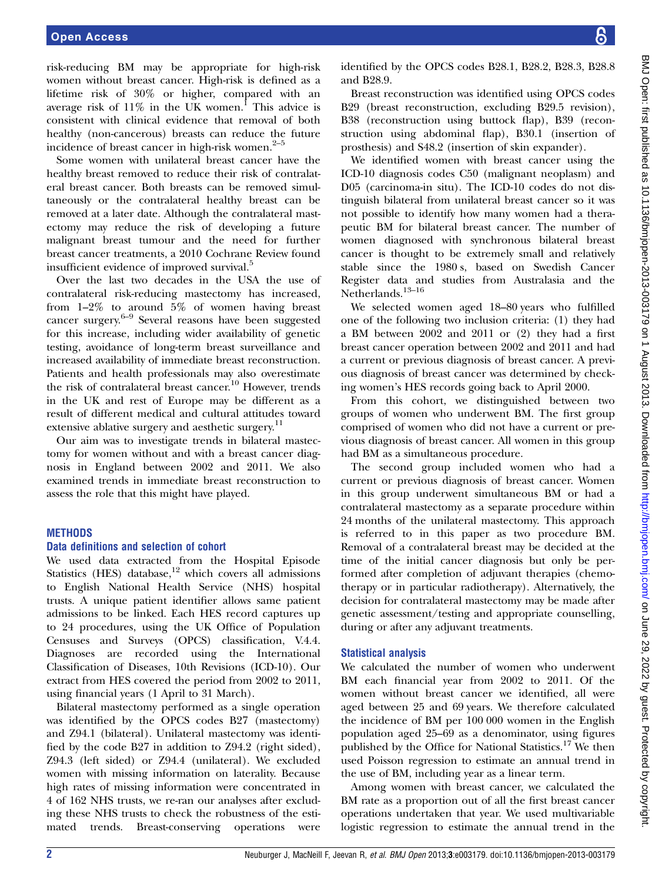risk-reducing BM may be appropriate for high-risk women without breast cancer. High-risk is defined as a lifetime risk of 30% or higher, compared with an average risk of 11% in the UK women.[1] This advice is consistent with clinical evidence that removal of both healthy (non-cancerous) breasts can reduce the future incidence of breast cancer in high-risk women.[2–5]

Some women with unilateral breast cancer have the healthy breast removed to reduce their risk of contralateral breast cancer. Both breasts can be removed simultaneously or the contralateral healthy breast can be removed at a later date. Although the contralateral mastectomy may reduce the risk of developing a future malignant breast tumour and the need for further breast cancer treatments, a 2010 Cochrane Review found insufficient evidence of improved survival.[5]

Over the last two decades in the USA the use of contralateral risk-reducing mastectomy has increased, from 1–2% to around 5% of women having breast cancer surgery.[6–9] Several reasons have been suggested for this increase, including wider availability of genetic testing, avoidance of long-term breast surveillance and increased availability of immediate breast reconstruction. Patients and health professionals may also overestimate the risk of contralateral breast cancer.[10] However, trends in the UK and rest of Europe may be different as a result of different medical and cultural attitudes toward extensive ablative surgery and aesthetic surgery.[11]

Our aim was to investigate trends in bilateral mastectomy for women without and with a breast cancer diagnosis in England between 2002 and 2011. We also examined trends in immediate breast reconstruction to assess the role that this might have played.

## METHODS

### Data definitions and selection of cohort

We used data extracted from the Hospital Episode Statistics (HES) database,[12] which covers all admissions to English National Health Service (NHS) hospital trusts. A unique patient identifier allows same patient admissions to be linked. Each HES record captures up to 24 procedures, using the UK Office of Population Censuses and Surveys (OPCS) classification, V.4.4. Diagnoses are recorded using the International Classification of Diseases, 10th Revisions (ICD-10). Our extract from HES covered the period from 2002 to 2011, using financial years (1 April to 31 March).

Bilateral mastectomy performed as a single operation was identified by the OPCS codes B27 (mastectomy) and Z94.1 (bilateral). Unilateral mastectomy was identified by the code B27 in addition to Z94.2 (right sided), Z94.3 (left sided) or Z94.4 (unilateral). We excluded women with missing information on laterality. Because high rates of missing information were concentrated in 4 of 162 NHS trusts, we re-ran our analyses after excluding these NHS trusts to check the robustness of the estimated trends. Breast-conserving operations were identified by the OPCS codes B28.1, B28.2, B28.3, B28.8 and B28.9.

Breast reconstruction was identified using OPCS codes B29 (breast reconstruction, excluding B29.5 revision), B38 (reconstruction using buttock flap), B39 (reconstruction using abdominal flap), B30.1 (insertion of prosthesis) and S48.2 (insertion of skin expander).

We identified women with breast cancer using the ICD-10 diagnosis codes C50 (malignant neoplasm) and D05 (carcinoma-in situ). The ICD-10 codes do not distinguish bilateral from unilateral breast cancer so it was not possible to identify how many women had a therapeutic BM for bilateral breast cancer. The number of women diagnosed with synchronous bilateral breast cancer is thought to be extremely small and relatively stable since the 1980 s, based on Swedish Cancer Register data and studies from Australasia and the Netherlands.[13–16]

We selected women aged 18–80 years who fulfilled one of the following two inclusion criteria: (1) they had a BM between 2002 and 2011 or (2) they had a first breast cancer operation between 2002 and 2011 and had a current or previous diagnosis of breast cancer. A previous diagnosis of breast cancer was determined by checking women's HES records going back to April 2000.

From this cohort, we distinguished between two groups of women who underwent BM. The first group comprised of women who did not have a current or previous diagnosis of breast cancer. All women in this group had BM as a simultaneous procedure.

The second group included women who had a current or previous diagnosis of breast cancer. Women in this group underwent simultaneous BM or had a contralateral mastectomy as a separate procedure within 24 months of the unilateral mastectomy. This approach is referred to in this paper as two procedure BM. Removal of a contralateral breast may be decided at the time of the initial cancer diagnosis but only be performed after completion of adjuvant therapies (chemotherapy or in particular radiotherapy). Alternatively, the decision for contralateral mastectomy may be made after genetic assessment/testing and appropriate counselling, during or after any adjuvant treatments.

### Statistical analysis

We calculated the number of women who underwent BM each financial year from 2002 to 2011. Of the women without breast cancer we identified, all were aged between 25 and 69 years. We therefore calculated the incidence of BM per 100 000 women in the English population aged 25–69 as a denominator, using figures published by the Office for National Statistics.[17] We then used Poisson regression to estimate an annual trend in the use of BM, including year as a linear term.

Among women with breast cancer, we calculated the BM rate as a proportion out of all the first breast cancer operations undertaken that year. We used multivariable logistic regression to estimate the annual trend in the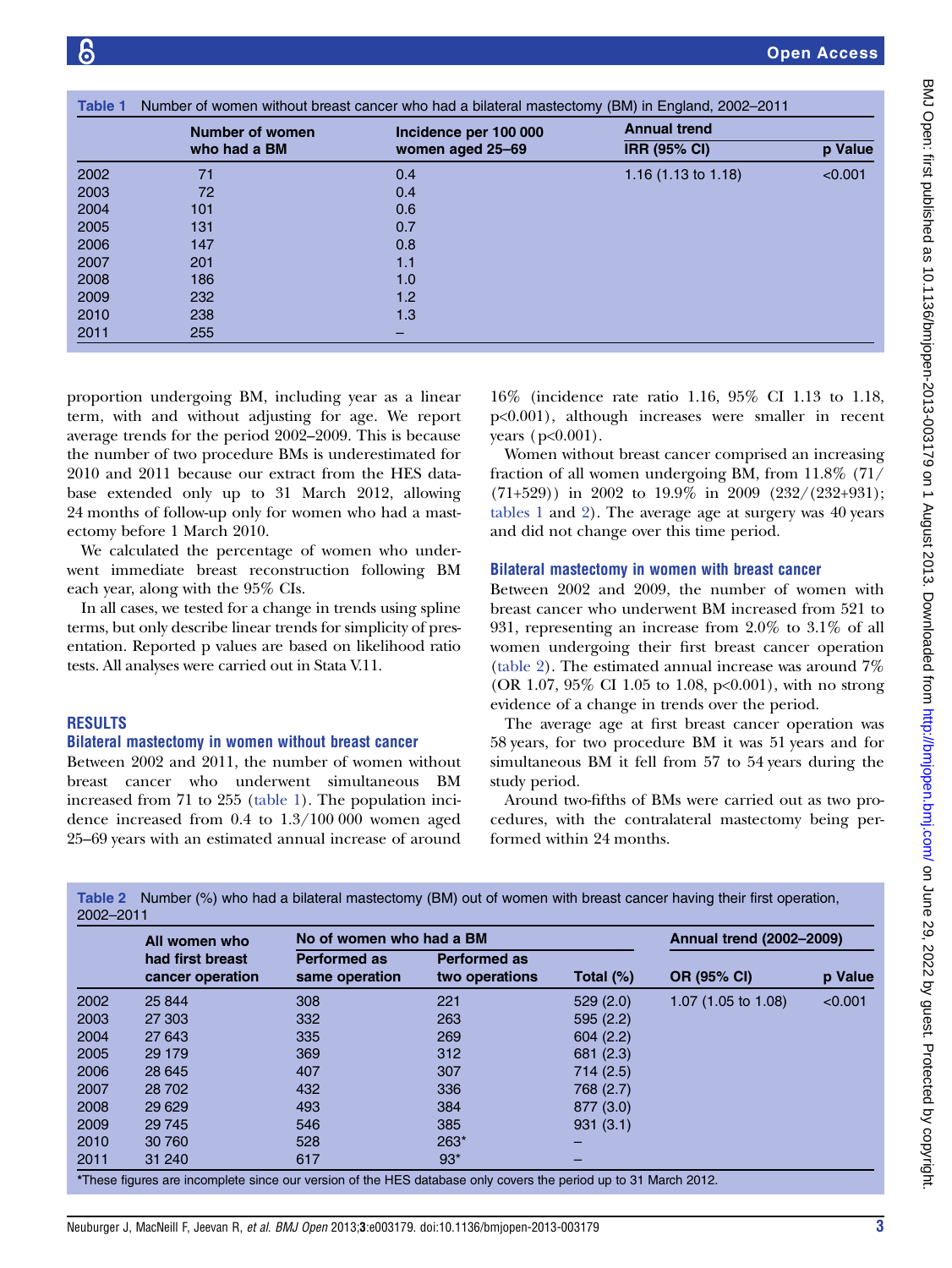**Table 1** Number of women without breast cancer who had a bilateral mastectomy (BM) in England, 2002–2011

| | Number of women who had a BM | Incidence per 100 000 women aged 25–69 | Annual trend | |
|---|---|---|---|---|
| | | | IRR (95% CI) | p Value |
| 2002 | 71 | 0.4 | 1.16 (1.13 to 1.18) | <0.001 |
| 2003 | 72 | 0.4 | | |
| 2004 | 101 | 0.6 | | |
| 2005 | 131 | 0.7 | | |
| 2006 | 147 | 0.8 | | |
| 2007 | 201 | 1.1 | | |
| 2008 | 186 | 1.0 | | |
| 2009 | 232 | 1.2 | | |
| 2010 | 238 | 1.3 | | |
| 2011 | 255 | – | | |

proportion undergoing BM, including year as a linear term, with and without adjusting for age. We report average trends for the period 2002–2009. This is because the number of two procedure BMs is underestimated for 2010 and 2011 because our extract from the HES database extended only up to 31 March 2012, allowing 24 months of follow-up only for women who had a mastectomy before 1 March 2010.

We calculated the percentage of women who underwent immediate breast reconstruction following BM each year, along with the 95% CIs.

In all cases, we tested for a change in trends using spline terms, but only describe linear trends for simplicity of presentation. Reported p values are based on likelihood ratio tests. All analyses were carried out in Stata V.11.

## RESULTS

### Bilateral mastectomy in women without breast cancer

Between 2002 and 2011, the number of women without breast cancer who underwent simultaneous BM increased from 71 to 255 (table 1). The population incidence increased from 0.4 to 1.3/100 000 women aged 25–69 years with an estimated annual increase of around 16% (incidence rate ratio 1.16, 95% CI 1.13 to 1.18, p<0.001), although increases were smaller in recent years (p<0.001).

Women without breast cancer comprised an increasing fraction of all women undergoing BM, from 11.8% (71/(71+529)) in 2002 to 19.9% in 2009 (232/(232+931); tables 1 and 2). The average age at surgery was 40 years and did not change over this time period.

### Bilateral mastectomy in women with breast cancer

Between 2002 and 2009, the number of women with breast cancer who underwent BM increased from 521 to 931, representing an increase from 2.0% to 3.1% of all women undergoing their first breast cancer operation (table 2). The estimated annual increase was around 7% (OR 1.07, 95% CI 1.05 to 1.08, p<0.001), with no strong evidence of a change in trends over the period.

The average age at first breast cancer operation was 58 years, for two procedure BM it was 51 years and for simultaneous BM it fell from 57 to 54 years during the study period.

Around two-fifths of BMs were carried out as two procedures, with the contralateral mastectomy being performed within 24 months.

**Table 2** Number (%) who had a bilateral mastectomy (BM) out of women with breast cancer having their first operation, 2002–2011

| | All women who had first breast cancer operation | No of women who had a BM | | | Annual trend (2002–2009) | |
|---|---|---|---|---|---|---|
| | | Performed as same operation | Performed as two operations | Total (%) | OR (95% CI) | p Value |
| 2002 | 25 844 | 308 | 221 | 529 (2.0) | 1.07 (1.05 to 1.08) | <0.001 |
| 2003 | 27 303 | 332 | 263 | 595 (2.2) | | |
| 2004 | 27 643 | 335 | 269 | 604 (2.2) | | |
| 2005 | 29 179 | 369 | 312 | 681 (2.3) | | |
| 2006 | 28 645 | 407 | 307 | 714 (2.5) | | |
| 2007 | 28 702 | 432 | 336 | 768 (2.7) | | |
| 2008 | 29 629 | 493 | 384 | 877 (3.0) | | |
| 2009 | 29 745 | 546 | 385 | 931 (3.1) | | |
| 2010 | 30 760 | 528 | 263* | – | | |
| 2011 | 31 240 | 617 | 93* | – | | |

*These figures are incomplete since our version of the HES database only covers the period up to 31 March 2012.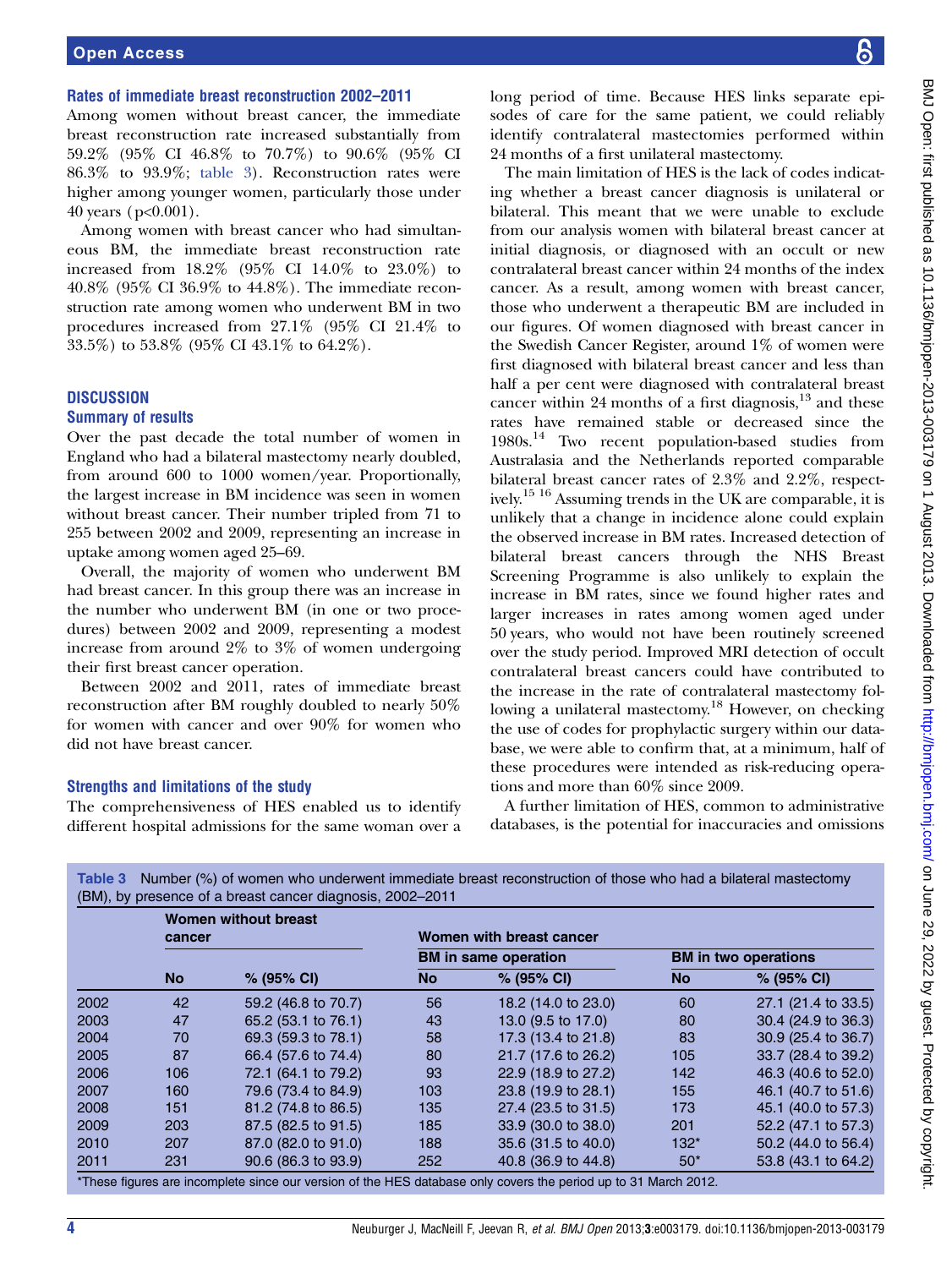### Rates of immediate breast reconstruction 2002–2011

Among women without breast cancer, the immediate breast reconstruction rate increased substantially from 59.2% (95% CI 46.8% to 70.7%) to 90.6% (95% CI 86.3% to 93.9%; table 3). Reconstruction rates were higher among younger women, particularly those under 40 years (p<0.001).

Among women with breast cancer who had simultaneous BM, the immediate breast reconstruction rate increased from 18.2% (95% CI 14.0% to 23.0%) to 40.8% (95% CI 36.9% to 44.8%). The immediate reconstruction rate among women who underwent BM in two procedures increased from 27.1% (95% CI 21.4% to 33.5%) to 53.8% (95% CI 43.1% to 64.2%).

## DISCUSSION

### Summary of results

Over the past decade the total number of women in England who had a bilateral mastectomy nearly doubled, from around 600 to 1000 women/year. Proportionally, the largest increase in BM incidence was seen in women without breast cancer. Their number tripled from 71 to 255 between 2002 and 2009, representing an increase in uptake among women aged 25–69.

Overall, the majority of women who underwent BM had breast cancer. In this group there was an increase in the number who underwent BM (in one or two procedures) between 2002 and 2009, representing a modest increase from around 2% to 3% of women undergoing their first breast cancer operation.

Between 2002 and 2011, rates of immediate breast reconstruction after BM roughly doubled to nearly 50% for women with cancer and over 90% for women who did not have breast cancer.

### Strengths and limitations of the study

The comprehensiveness of HES enabled us to identify different hospital admissions for the same woman over a long period of time. Because HES links separate episodes of care for the same patient, we could reliably identify contralateral mastectomies performed within 24 months of a first unilateral mastectomy.

The main limitation of HES is the lack of codes indicating whether a breast cancer diagnosis is unilateral or bilateral. This meant that we were unable to exclude from our analysis women with bilateral breast cancer at initial diagnosis, or diagnosed with an occult or new contralateral breast cancer within 24 months of the index cancer. As a result, among women with breast cancer, those who underwent a therapeutic BM are included in our figures. Of women diagnosed with breast cancer in the Swedish Cancer Register, around 1% of women were first diagnosed with bilateral breast cancer and less than half a per cent were diagnosed with contralateral breast cancer within 24 months of a first diagnosis,[13] and these rates have remained stable or decreased since the 1980s.[14] Two recent population-based studies from Australasia and the Netherlands reported comparable bilateral breast cancer rates of 2.3% and 2.2%, respectively.[15 16] Assuming trends in the UK are comparable, it is unlikely that a change in incidence alone could explain the observed increase in BM rates. Increased detection of bilateral breast cancers through the NHS Breast Screening Programme is also unlikely to explain the increase in BM rates, since we found higher rates and larger increases in rates among women aged under 50 years, who would not have been routinely screened over the study period. Improved MRI detection of occult contralateral breast cancers could have contributed to the increase in the rate of contralateral mastectomy following a unilateral mastectomy.[18] However, on checking the use of codes for prophylactic surgery within our database, we were able to confirm that, at a minimum, half of these procedures were intended as risk-reducing operations and more than 60% since 2009.

A further limitation of HES, common to administrative databases, is the potential for inaccuracies and omissions

**Table 3** Number (%) of women who underwent immediate breast reconstruction of those who had a bilateral mastectomy (BM), by presence of a breast cancer diagnosis, 2002–2011

| | Women without breast cancer | | Women with breast cancer | | | |
|---|---|---|---|---|---|---|
| | | | BM in same operation | | BM in two operations | |
| | No | % (95% CI) | No | % (95% CI) | No | % (95% CI) |
| 2002 | 42 | 59.2 (46.8 to 70.7) | 56 | 18.2 (14.0 to 23.0) | 60 | 27.1 (21.4 to 33.5) |
| 2003 | 47 | 65.2 (53.1 to 76.1) | 43 | 13.0 (9.5 to 17.0) | 80 | 30.4 (24.9 to 36.3) |
| 2004 | 70 | 69.3 (59.3 to 78.1) | 58 | 17.3 (13.4 to 21.8) | 83 | 30.9 (25.4 to 36.7) |
| 2005 | 87 | 66.4 (57.6 to 74.4) | 80 | 21.7 (17.6 to 26.2) | 105 | 33.7 (28.4 to 39.2) |
| 2006 | 106 | 72.1 (64.1 to 79.2) | 93 | 22.9 (18.9 to 27.2) | 142 | 46.3 (40.6 to 52.0) |
| 2007 | 160 | 79.6 (73.4 to 84.9) | 103 | 23.8 (19.9 to 28.1) | 155 | 46.1 (40.7 to 51.6) |
| 2008 | 151 | 81.2 (74.8 to 86.5) | 135 | 27.4 (23.5 to 31.5) | 173 | 45.1 (40.0 to 57.3) |
| 2009 | 203 | 87.5 (82.5 to 91.5) | 185 | 33.9 (30.0 to 38.0) | 201 | 52.2 (47.1 to 57.3) |
| 2010 | 207 | 87.0 (82.0 to 91.0) | 188 | 35.6 (31.5 to 40.0) | 132* | 50.2 (44.0 to 56.4) |
| 2011 | 231 | 90.6 (86.3 to 93.9) | 252 | 40.8 (36.9 to 44.8) | 50* | 53.8 (43.1 to 64.2) |

*These figures are incomplete since our version of the HES database only covers the period up to 31 March 2012.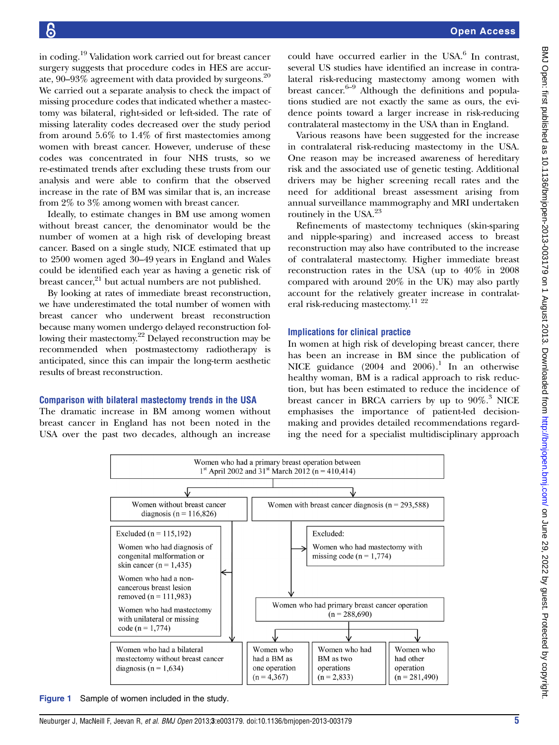in coding.[19] Validation work carried out for breast cancer surgery suggests that procedure codes in HES are accurate, 90–93% agreement with data provided by surgeons.[20] We carried out a separate analysis to check the impact of missing procedure codes that indicated whether a mastectomy was bilateral, right-sided or left-sided. The rate of missing laterality codes decreased over the study period from around 5.6% to 1.4% of first mastectomies among women with breast cancer. However, underuse of these codes was concentrated in four NHS trusts, so we re-estimated trends after excluding these trusts from our analysis and were able to confirm that the observed increase in the rate of BM was similar that is, an increase from 2% to 3% among women with breast cancer.

Ideally, to estimate changes in BM use among women without breast cancer, the denominator would be the number of women at a high risk of developing breast cancer. Based on a single study, NICE estimated that up to 2500 women aged 30–49 years in England and Wales could be identified each year as having a genetic risk of breast cancer,[21] but actual numbers are not published.

By looking at rates of immediate breast reconstruction, we have underestimated the total number of women with breast cancer who underwent breast reconstruction because many women undergo delayed reconstruction following their mastectomy.[22] Delayed reconstruction may be recommended when postmastectomy radiotherapy is anticipated, since this can impair the long-term aesthetic results of breast reconstruction.

### Comparison with bilateral mastectomy trends in the USA

The dramatic increase in BM among women without breast cancer in England has not been noted in the USA over the past two decades, although an increase could have occurred earlier in the USA.[6] In contrast, several US studies have identified an increase in contralateral risk-reducing mastectomy among women with breast cancer.[6–9] Although the definitions and populations studied are not exactly the same as ours, the evidence points toward a larger increase in risk-reducing contralateral mastectomy in the USA than in England.

Various reasons have been suggested for the increase in contralateral risk-reducing mastectomy in the USA. One reason may be increased awareness of hereditary risk and the associated use of genetic testing. Additional drivers may be higher screening recall rates and the need for additional breast assessment arising from annual surveillance mammography and MRI undertaken routinely in the USA.[23]

Refinements of mastectomy techniques (skin-sparing and nipple-sparing) and increased access to breast reconstruction may also have contributed to the increase of contralateral mastectomy. Higher immediate breast reconstruction rates in the USA (up to 40% in 2008 compared with around 20% in the UK) may also partly account for the relatively greater increase in contralateral risk-reducing mastectomy.[11,22]

### Implications for clinical practice

In women at high risk of developing breast cancer, there has been an increase in BM since the publication of NICE guidance (2004 and 2006).[1] In an otherwise healthy woman, BM is a radical approach to risk reduction, but has been estimated to reduce the incidence of breast cancer in BRCA carriers by up to 90%.[3] NICE emphasises the importance of patient-led decision-making and provides detailed recommendations regarding the need for a specialist multidisciplinary approach

- Women who had a primary breast operation between 1st April 2002 and 31st March 2012 (n = 410,414)
  - Women without breast cancer diagnosis (n = 116,826)
    - Excluded (n = 115,192)
      - Women who had diagnosis of congenital malformation or skin cancer (n = 1,435)
      - Women who had a non-cancerous breast lesion removed (n = 111,983)
      - Women who had mastectomy with unilateral or missing code (n = 1,774)
    - Women who had a bilateral mastectomy without breast cancer diagnosis (n = 1,634)
  - Women with breast cancer diagnosis (n = 293,588)
    - Excluded: Women who had mastectomy with missing code (n = 1,774)
    - Women who had primary breast cancer operation (n = 288,690)
      - Women who had a BM as one operation (n = 4,367)
      - Women who had BM as two operations (n = 2,833)
      - Women who had other operation (n = 281,490)

Figure 1 Sample of women included in the study.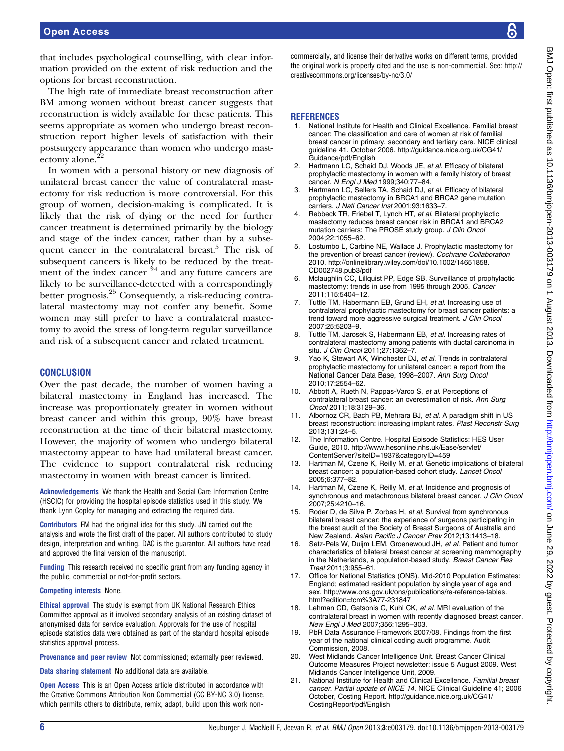that includes psychological counselling, with clear information provided on the extent of risk reduction and the options for breast reconstruction.

The high rate of immediate breast reconstruction after BM among women without breast cancer suggests that reconstruction is widely available for these patients. This seems appropriate as women who undergo breast reconstruction report higher levels of satisfaction with their postsurgery appearance than women who undergo mastectomy alone.[22]

In women with a personal history or new diagnosis of unilateral breast cancer the value of contralateral mastectomy for risk reduction is more controversial. For this group of women, decision-making is complicated. It is likely that the risk of dying or the need for further cancer treatment is determined primarily by the biology and stage of the index cancer, rather than by a subsequent cancer in the contralateral breast.[5] The risk of subsequent cancers is likely to be reduced by the treatment of the index cancer [24] and any future cancers are likely to be surveillance-detected with a correspondingly better prognosis.[25] Consequently, a risk-reducing contralateral mastectomy may not confer any benefit. Some women may still prefer to have a contralateral mastectomy to avoid the stress of long-term regular surveillance and risk of a subsequent cancer and related treatment.

## CONCLUSION

Over the past decade, the number of women having a bilateral mastectomy in England has increased. The increase was proportionately greater in women without breast cancer and within this group, 90% have breast reconstruction at the time of their bilateral mastectomy. However, the majority of women who undergo bilateral mastectomy appear to have had unilateral breast cancer. The evidence to support contralateral risk reducing mastectomy in women with breast cancer is limited.

**Acknowledgements** We thank the Health and Social Care Information Centre (HSCIC) for providing the hospital episode statistics used in this study. We thank Lynn Copley for managing and extracting the required data.

**Contributors** FM had the original idea for this study. JN carried out the analysis and wrote the first draft of the paper. All authors contributed to study design, interpretation and writing. DAC is the guarantor. All authors have read and approved the final version of the manuscript.

**Funding** This research received no specific grant from any funding agency in the public, commercial or not-for-profit sectors.

**Competing interests** None.

**Ethical approval** The study is exempt from UK National Research Ethics Committee approval as it involved secondary analysis of an existing dataset of anonymised data for service evaluation. Approvals for the use of hospital episode statistics data were obtained as part of the standard hospital episode statistics approval process.

**Provenance and peer review** Not commissioned; externally peer reviewed.

**Data sharing statement** No additional data are available.

**Open Access** This is an Open Access article distributed in accordance with the Creative Commons Attribution Non Commercial (CC BY-NC 3.0) license, which permits others to distribute, remix, adapt, build upon this work non-commercially, and license their derivative works on different terms, provided the original work is properly cited and the use is non-commercial. See: http://creativecommons.org/licenses/by-nc/3.0/

## REFERENCES

1. National Institute for Health and Clinical Excellence. Familial breast cancer: The classification and care of women at risk of familial breast cancer in primary, secondary and tertiary care. NICE clinical guideline 41. October 2006. http://guidance.nice.org.uk/CG41/Guidance/pdf/English
2. Hartmann LC, Schaid DJ, Woods JE, *et al*. Efficacy of bilateral prophylactic mastectomy in women with a family history of breast cancer. *N Engl J Med* 1999;340:77–84.
3. Hartmann LC, Sellers TA, Schaid DJ, *et al*. Efficacy of bilateral prophylactic mastectomy in BRCA1 and BRCA2 gene mutation carriers. *J Natl Cancer Inst* 2001;93:1633–7.
4. Rebbeck TR, Friebel T, Lynch HT, *et al*. Bilateral prophylactic mastectomy reduces breast cancer risk in BRCA1 and BRCA2 mutation carriers: The PROSE study group. *J Clin Oncol* 2004;22:1055–62.
5. Lostumbo L, Carbine NE, Wallace J. Prophylactic mastectomy for the prevention of breast cancer (review). *Cochrane Collaboration* 2010. http://onlinelibrary.wiley.com/doi/10.1002/14651858.CD002748.pub3/pdf
6. Mclaughlin CC, Lillquist PP, Edge SB. Surveillance of prophylactic mastectomy: trends in use from 1995 through 2005. *Cancer* 2011;115:5404–12.
7. Tuttle TM, Habermann EB, Grund EH, *et al*. Increasing use of contralateral prophylactic mastectomy for breast cancer patients: a trend toward more aggressive surgical treatment. *J Clin Oncol* 2007;25:5203–9.
8. Tuttle TM, Jarosek S, Habermann EB, *et al*. Increasing rates of contralateral mastectomy among patients with ductal carcinoma in situ. *J Clin Oncol* 2011;27:1362–7.
9. Yao K, Stewart AK, Winchester DJ, *et al*. Trends in contralateral prophylactic mastectomy for unilateral cancer: a report from the National Cancer Data Base, 1998–2007. *Ann Surg Oncol* 2010;17:2554–62.
10. Abbott A, Rueth N, Pappas-Varco S, *et al*. Perceptions of contralateral breast cancer: an overestimation of risk. *Ann Surg Oncol* 2011;18:3129–36.
11. Albornoz CR, Bach PB, Mehrara BJ, *et al*. A paradigm shift in US breast reconstruction: increasing implant rates. *Plast Reconstr Surg* 2013;131:24–5.
12. The Information Centre. Hospital Episode Statistics: HES User Guide, 2010. http://www.hesonline.nhs.uk/Ease/servlet/ContentServer?siteID=1937&categoryID=459
13. Hartman M, Czene K, Reilly M, *et al*. Genetic implications of bilateral breast cancer: a population-based cohort study. *Lancet Oncol* 2005;6:377–82.
14. Hartman M, Czene K, Reilly M, *et al*. Incidence and prognosis of synchronous and metachronous bilateral breast cancer. *J Clin Oncol* 2007;25:4210–16.
15. Roder D, de Silva P, Zorbas H, *et al*. Survival from synchronous bilateral breast cancer: the experience of surgeons participating in the breast audit of the Society of Breast Surgeons of Australia and New Zealand. *Asian Pacific J Cancer Prev* 2012;13:1413–18.
16. Setz-Pels W, Duijm LEM, Groenewoud JH, *et al*. Patient and tumor characteristics of bilateral breast cancer at screening mammography in the Netherlands, a population-based study. *Breast Cancer Res Treat* 2011;3:955–61.
17. Office for National Statistics (ONS). Mid-2010 Population Estimates: England; estimated resident population by single year of age and sex. http://www.ons.gov.uk/ons/publications/re-reference-tables.html?edition=tcm%3A77-231847
18. Lehman CD, Gatsonis C, Kuhl CK, *et al*. MRI evaluation of the contralateral breast in women with recently diagnosed breast cancer. *New Engl J Med* 2007;356:1295–303.
19. PbR Data Assurance Framework 2007/08. Findings from the first year of the national clinical coding audit programme. Audit Commission, 2008.
20. West Midlands Cancer Intelligence Unit. Breast Cancer Clinical Outcome Measures Project newsletter: issue 5 August 2009. West Midlands Cancer Intelligence Unit, 2009.
21. National Institute for Health and Clinical Excellence. *Familial breast cancer. Partial update of NICE 14.* NICE Clinical Guideline 41; 2006 October, Costing Report. http://guidance.nice.org.uk/CG41/CostingReport/pdf/English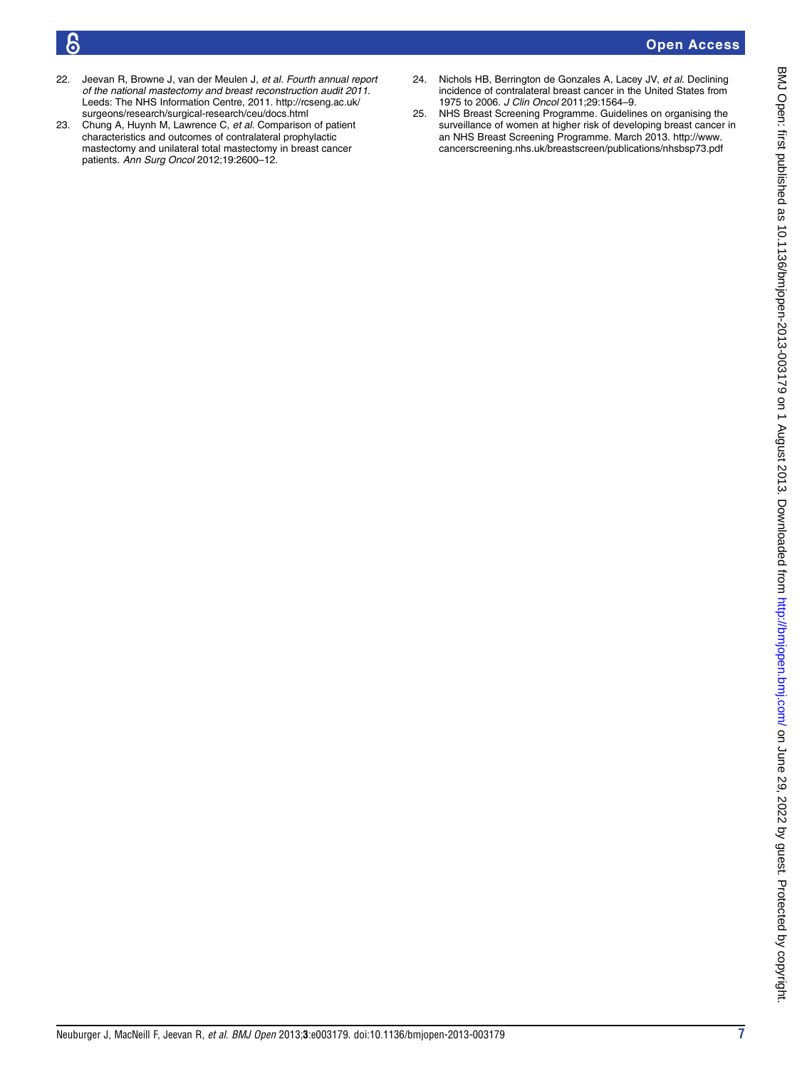22. Jeevan R, Browne J, van der Meulen J, *et al*. *Fourth annual report of the national mastectomy and breast reconstruction audit 2011*. Leeds: The NHS Information Centre, 2011. http://rcseng.ac.uk/surgeons/research/surgical-research/ceu/docs.html
23. Chung A, Huynh M, Lawrence C, *et al*. Comparison of patient characteristics and outcomes of contralateral prophylactic mastectomy and unilateral total mastectomy in breast cancer patients. *Ann Surg Oncol* 2012;19:2600–12.
24. Nichols HB, Berrington de Gonzales A, Lacey JV, *et al*. Declining incidence of contralateral breast cancer in the United States from 1975 to 2006. *J Clin Oncol* 2011;29:1564–9.
25. NHS Breast Screening Programme. Guidelines on organising the surveillance of women at higher risk of developing breast cancer in an NHS Breast Screening Programme. March 2013. http://www.cancerscreening.nhs.uk/breastscreen/publications/nhsbsp73.pdf